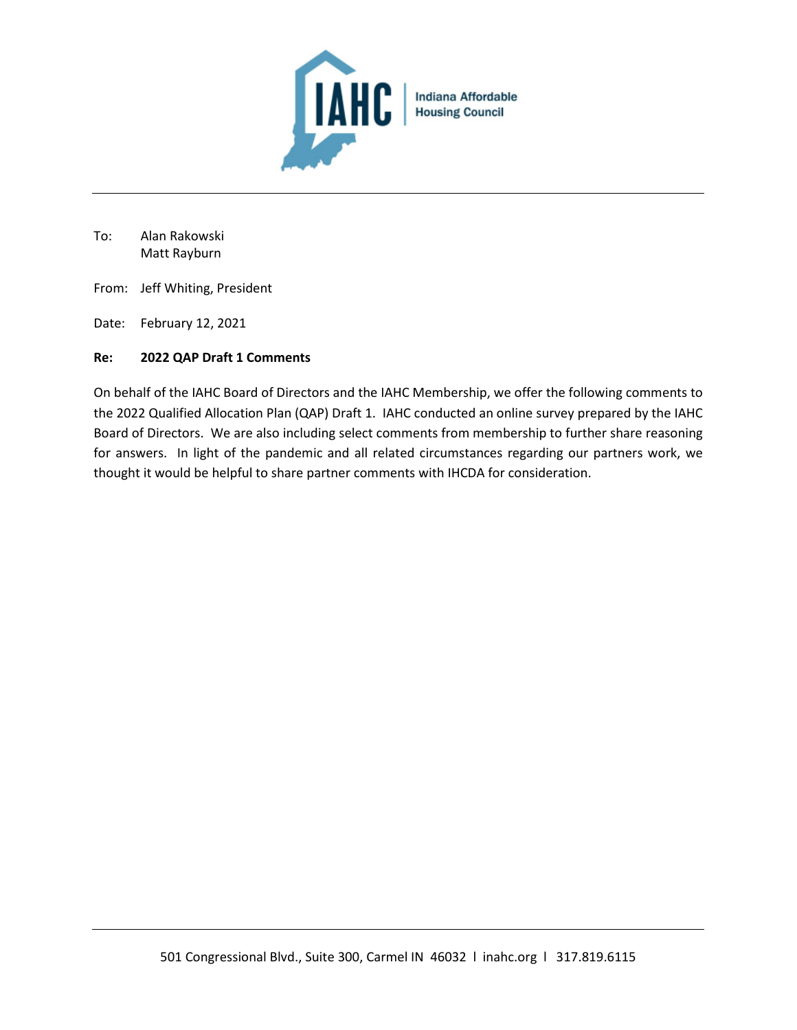IAHC | Indiana Affordable Housing Council

To: Alan Rakowski
Matt Rayburn

From: Jeff Whiting, President

Date: February 12, 2021

**Re: 2022 QAP Draft 1 Comments**

On behalf of the IAHC Board of Directors and the IAHC Membership, we offer the following comments to the 2022 Qualified Allocation Plan (QAP) Draft 1. IAHC conducted an online survey prepared by the IAHC Board of Directors. We are also including select comments from membership to further share reasoning for answers. In light of the pandemic and all related circumstances regarding our partners work, we thought it would be helpful to share partner comments with IHCDA for consideration.

501 Congressional Blvd., Suite 300, Carmel IN 46032 l inahc.org l 317.819.6115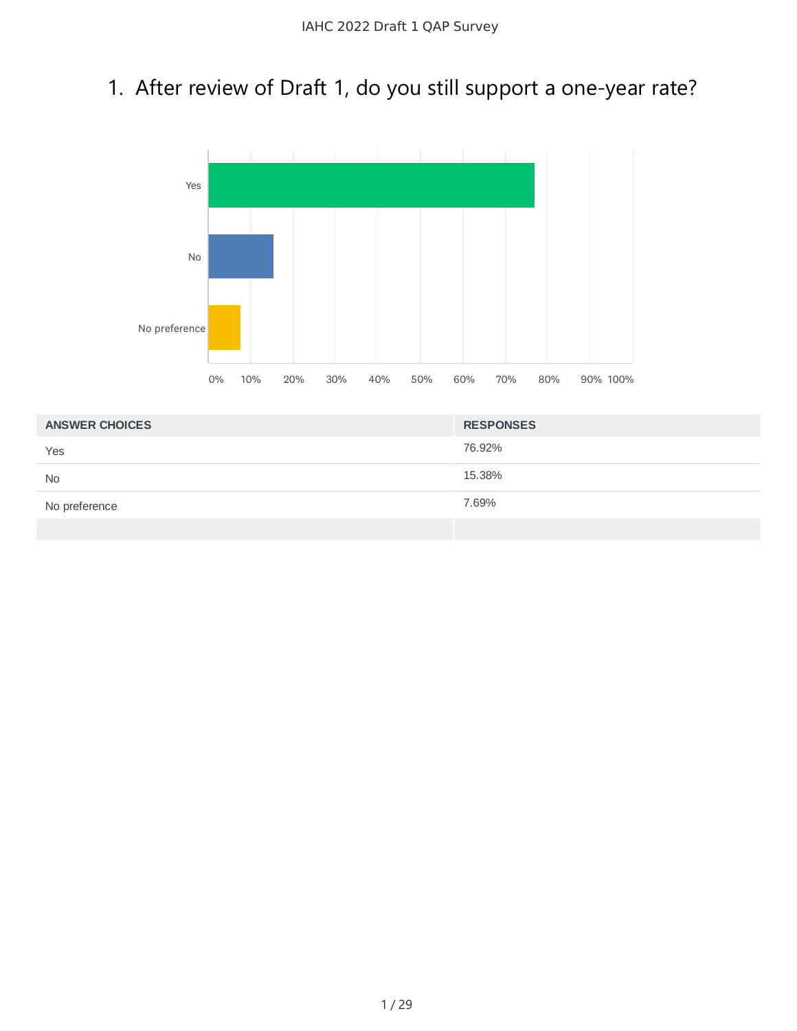# 1. After review of Draft 1, do you still support a one-year rate?

| ANSWER CHOICES | RESPONSES |
|---|---|
| Yes | 76.92% |
| No | 15.38% |
| No preference | 7.69% |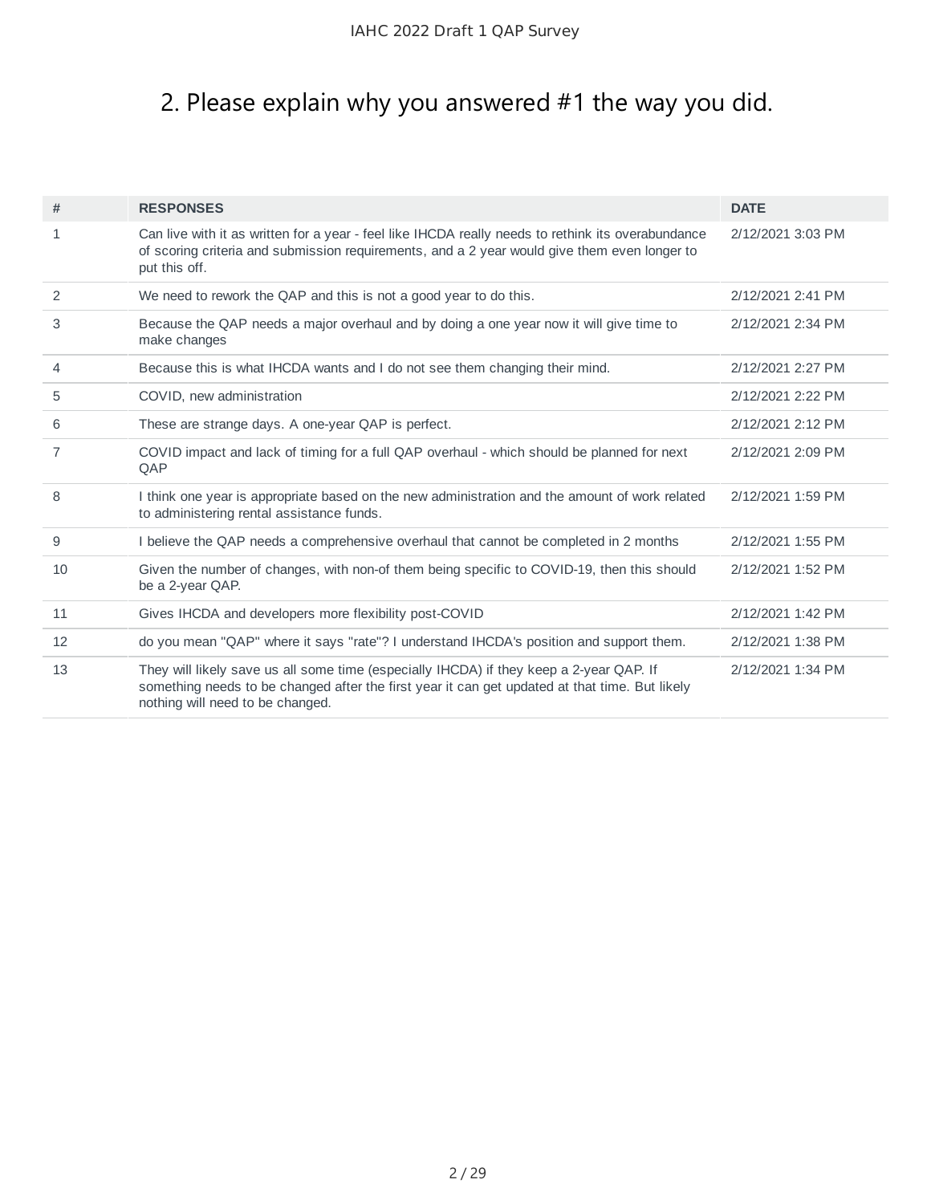## 2. Please explain why you answered #1 the way you did.

| # | RESPONSES | DATE |
|---|---|---|
| 1 | Can live with it as written for a year - feel like IHCDA really needs to rethink its overabundance of scoring criteria and submission requirements, and a 2 year would give them even longer to put this off. | 2/12/2021 3:03 PM |
| 2 | We need to rework the QAP and this is not a good year to do this. | 2/12/2021 2:41 PM |
| 3 | Because the QAP needs a major overhaul and by doing a one year now it will give time to make changes | 2/12/2021 2:34 PM |
| 4 | Because this is what IHCDA wants and I do not see them changing their mind. | 2/12/2021 2:27 PM |
| 5 | COVID, new administration | 2/12/2021 2:22 PM |
| 6 | These are strange days. A one-year QAP is perfect. | 2/12/2021 2:12 PM |
| 7 | COVID impact and lack of timing for a full QAP overhaul - which should be planned for next QAP | 2/12/2021 2:09 PM |
| 8 | I think one year is appropriate based on the new administration and the amount of work related to administering rental assistance funds. | 2/12/2021 1:59 PM |
| 9 | I believe the QAP needs a comprehensive overhaul that cannot be completed in 2 months | 2/12/2021 1:55 PM |
| 10 | Given the number of changes, with non-of them being specific to COVID-19, then this should be a 2-year QAP. | 2/12/2021 1:52 PM |
| 11 | Gives IHCDA and developers more flexibility post-COVID | 2/12/2021 1:42 PM |
| 12 | do you mean "QAP" where it says "rate"? I understand IHCDA's position and support them. | 2/12/2021 1:38 PM |
| 13 | They will likely save us all some time (especially IHCDA) if they keep a 2-year QAP. If something needs to be changed after the first year it can get updated at that time. But likely nothing will need to be changed. | 2/12/2021 1:34 PM |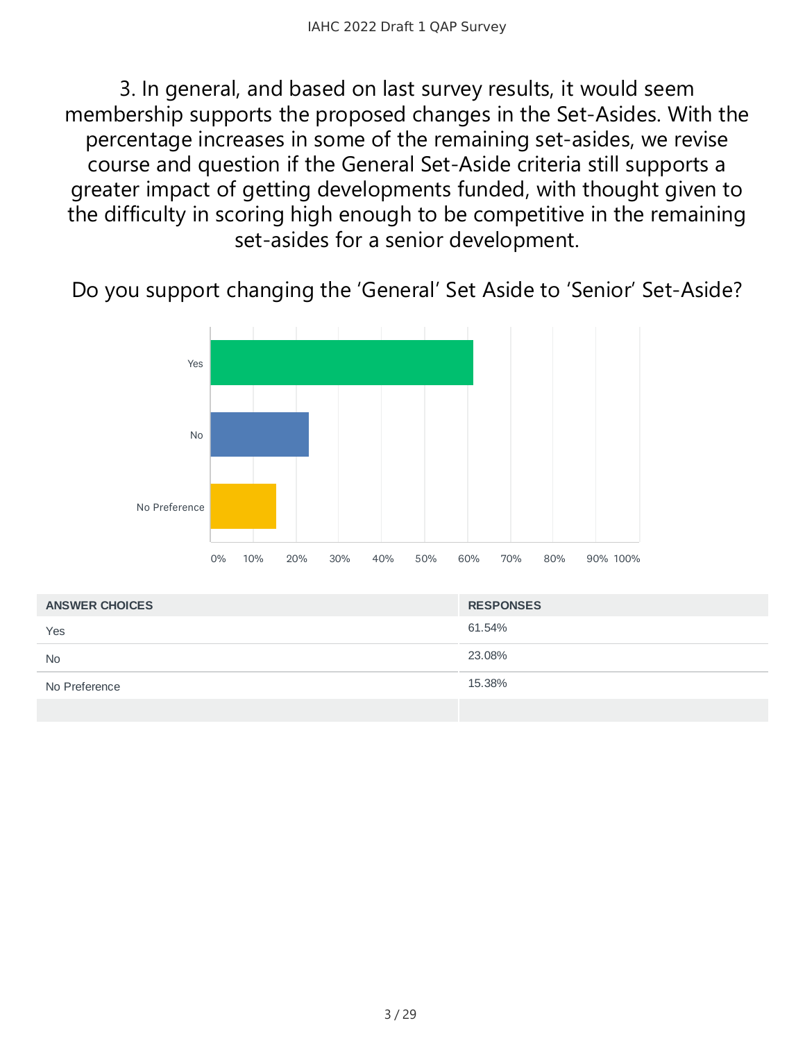3. In general, and based on last survey results, it would seem membership supports the proposed changes in the Set-Asides. With the percentage increases in some of the remaining set-asides, we revise course and question if the General Set-Aside criteria still supports a greater impact of getting developments funded, with thought given to the difficulty in scoring high enough to be competitive in the remaining set-asides for a senior development.

Do you support changing the 'General' Set Aside to 'Senior' Set-Aside?

| ANSWER CHOICES | RESPONSES |
|---|---|
| Yes | 61.54% |
| No | 23.08% |
| No Preference | 15.38% |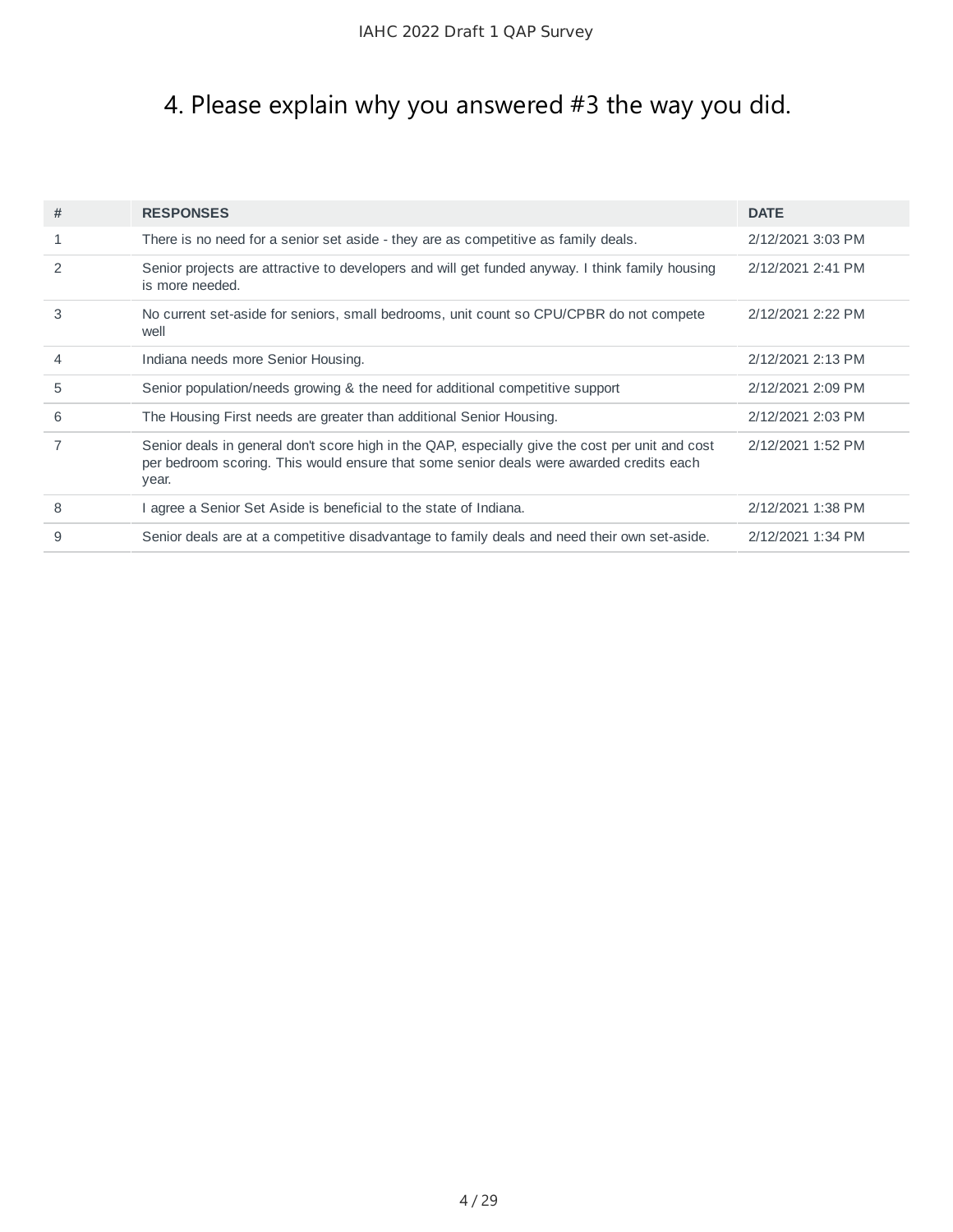# 4. Please explain why you answered #3 the way you did.

| # | RESPONSES | DATE |
|---|---|---|
| 1 | There is no need for a senior set aside - they are as competitive as family deals. | 2/12/2021 3:03 PM |
| 2 | Senior projects are attractive to developers and will get funded anyway. I think family housing is more needed. | 2/12/2021 2:41 PM |
| 3 | No current set-aside for seniors, small bedrooms, unit count so CPU/CPBR do not compete well | 2/12/2021 2:22 PM |
| 4 | Indiana needs more Senior Housing. | 2/12/2021 2:13 PM |
| 5 | Senior population/needs growing & the need for additional competitive support | 2/12/2021 2:09 PM |
| 6 | The Housing First needs are greater than additional Senior Housing. | 2/12/2021 2:03 PM |
| 7 | Senior deals in general don't score high in the QAP, especially give the cost per unit and cost per bedroom scoring. This would ensure that some senior deals were awarded credits each year. | 2/12/2021 1:52 PM |
| 8 | I agree a Senior Set Aside is beneficial to the state of Indiana. | 2/12/2021 1:38 PM |
| 9 | Senior deals are at a competitive disadvantage to family deals and need their own set-aside. | 2/12/2021 1:34 PM |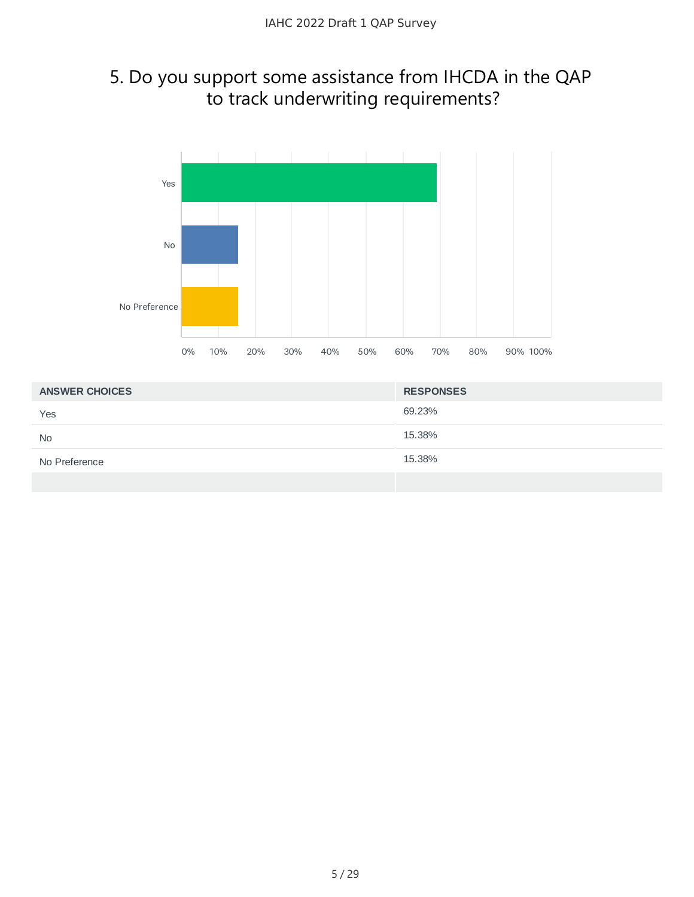# 5. Do you support some assistance from IHCDA in the QAP to track underwriting requirements?

| ANSWER CHOICES | RESPONSES |
|---|---|
| Yes | 69.23% |
| No | 15.38% |
| No Preference | 15.38% |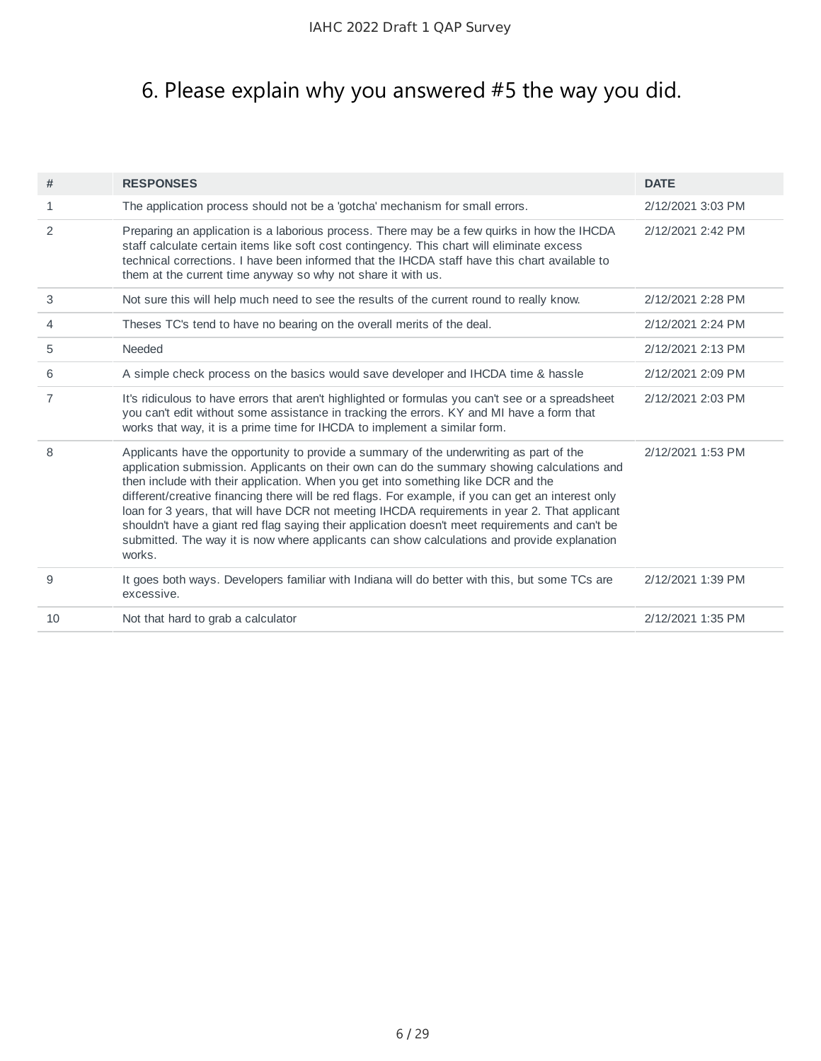# 6. Please explain why you answered #5 the way you did.

| # | RESPONSES | DATE |
|---|---|---|
| 1 | The application process should not be a 'gotcha' mechanism for small errors. | 2/12/2021 3:03 PM |
| 2 | Preparing an application is a laborious process. There may be a few quirks in how the IHCDA staff calculate certain items like soft cost contingency. This chart will eliminate excess technical corrections. I have been informed that the IHCDA staff have this chart available to them at the current time anyway so why not share it with us. | 2/12/2021 2:42 PM |
| 3 | Not sure this will help much need to see the results of the current round to really know. | 2/12/2021 2:28 PM |
| 4 | Theses TC's tend to have no bearing on the overall merits of the deal. | 2/12/2021 2:24 PM |
| 5 | Needed | 2/12/2021 2:13 PM |
| 6 | A simple check process on the basics would save developer and IHCDA time & hassle | 2/12/2021 2:09 PM |
| 7 | It's ridiculous to have errors that aren't highlighted or formulas you can't see or a spreadsheet you can't edit without some assistance in tracking the errors. KY and MI have a form that works that way, it is a prime time for IHCDA to implement a similar form. | 2/12/2021 2:03 PM |
| 8 | Applicants have the opportunity to provide a summary of the underwriting as part of the application submission. Applicants on their own can do the summary showing calculations and then include with their application. When you get into something like DCR and the different/creative financing there will be red flags. For example, if you can get an interest only loan for 3 years, that will have DCR not meeting IHCDA requirements in year 2. That applicant shouldn't have a giant red flag saying their application doesn't meet requirements and can't be submitted. The way it is now where applicants can show calculations and provide explanation works. | 2/12/2021 1:53 PM |
| 9 | It goes both ways. Developers familiar with Indiana will do better with this, but some TCs are excessive. | 2/12/2021 1:39 PM |
| 10 | Not that hard to grab a calculator | 2/12/2021 1:35 PM |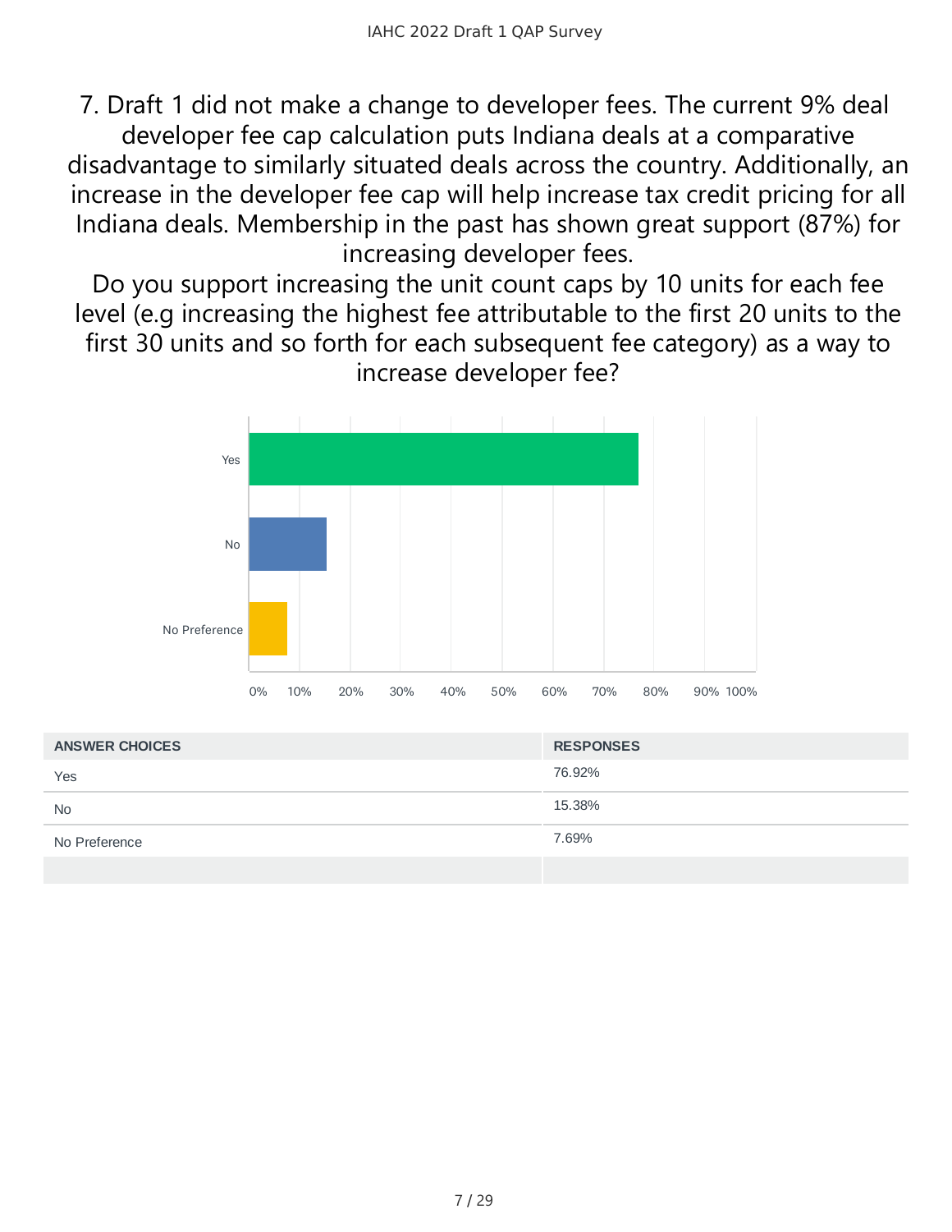7. Draft 1 did not make a change to developer fees. The current 9% deal developer fee cap calculation puts Indiana deals at a comparative disadvantage to similarly situated deals across the country. Additionally, an increase in the developer fee cap will help increase tax credit pricing for all Indiana deals. Membership in the past has shown great support (87%) for increasing developer fees.

Do you support increasing the unit count caps by 10 units for each fee level (e.g increasing the highest fee attributable to the first 20 units to the first 30 units and so forth for each subsequent fee category) as a way to increase developer fee?

| ANSWER CHOICES | RESPONSES |
| --- | --- |
| Yes | 76.92% |
| No | 15.38% |
| No Preference | 7.69% |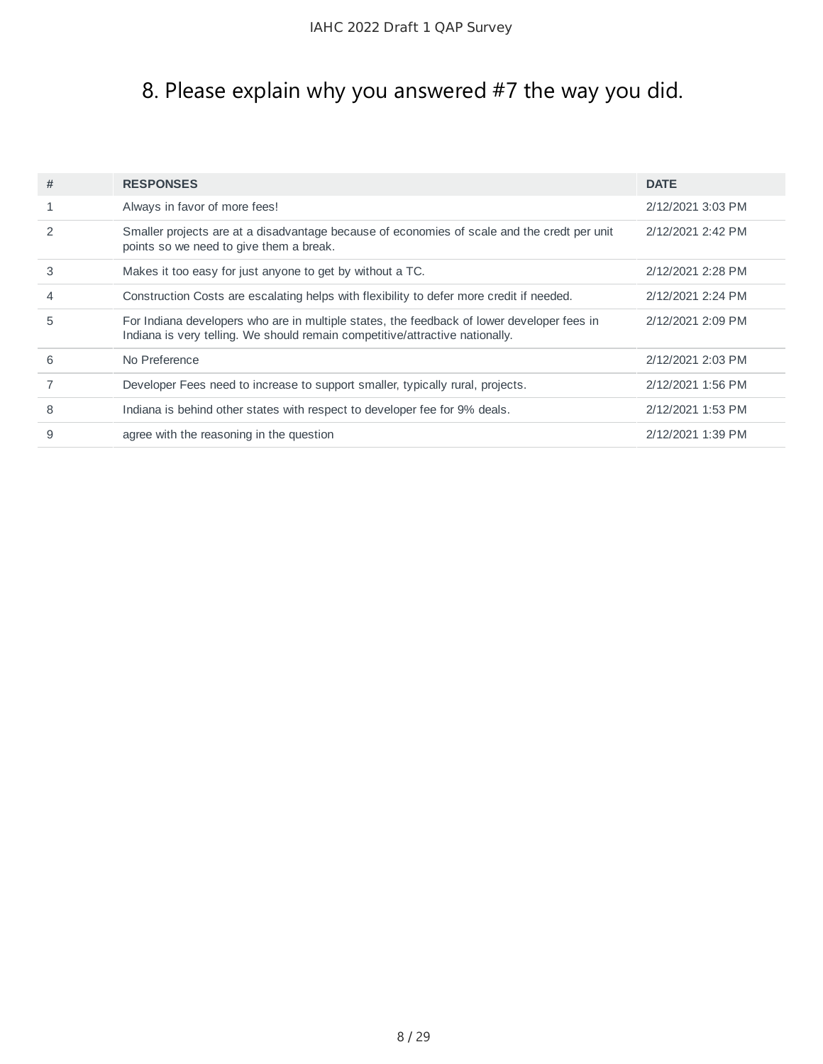# 8. Please explain why you answered #7 the way you did.

| # | RESPONSES | DATE |
|---|---|---|
| 1 | Always in favor of more fees! | 2/12/2021 3:03 PM |
| 2 | Smaller projects are at a disadvantage because of economies of scale and the credt per unit points so we need to give them a break. | 2/12/2021 2:42 PM |
| 3 | Makes it too easy for just anyone to get by without a TC. | 2/12/2021 2:28 PM |
| 4 | Construction Costs are escalating helps with flexibility to defer more credit if needed. | 2/12/2021 2:24 PM |
| 5 | For Indiana developers who are in multiple states, the feedback of lower developer fees in Indiana is very telling. We should remain competitive/attractive nationally. | 2/12/2021 2:09 PM |
| 6 | No Preference | 2/12/2021 2:03 PM |
| 7 | Developer Fees need to increase to support smaller, typically rural, projects. | 2/12/2021 1:56 PM |
| 8 | Indiana is behind other states with respect to developer fee for 9% deals. | 2/12/2021 1:53 PM |
| 9 | agree with the reasoning in the question | 2/12/2021 1:39 PM |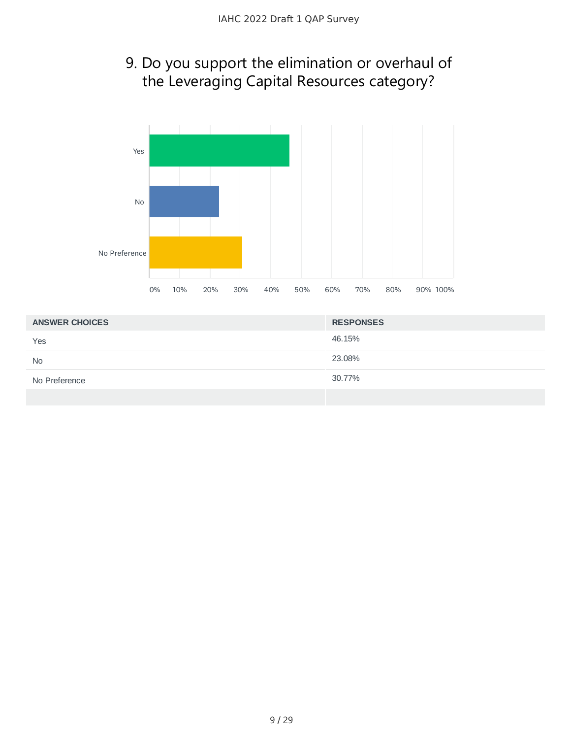# 9. Do you support the elimination or overhaul of the Leveraging Capital Resources category?

| ANSWER CHOICES | RESPONSES |
|---|---|
| Yes | 46.15% |
| No | 23.08% |
| No Preference | 30.77% |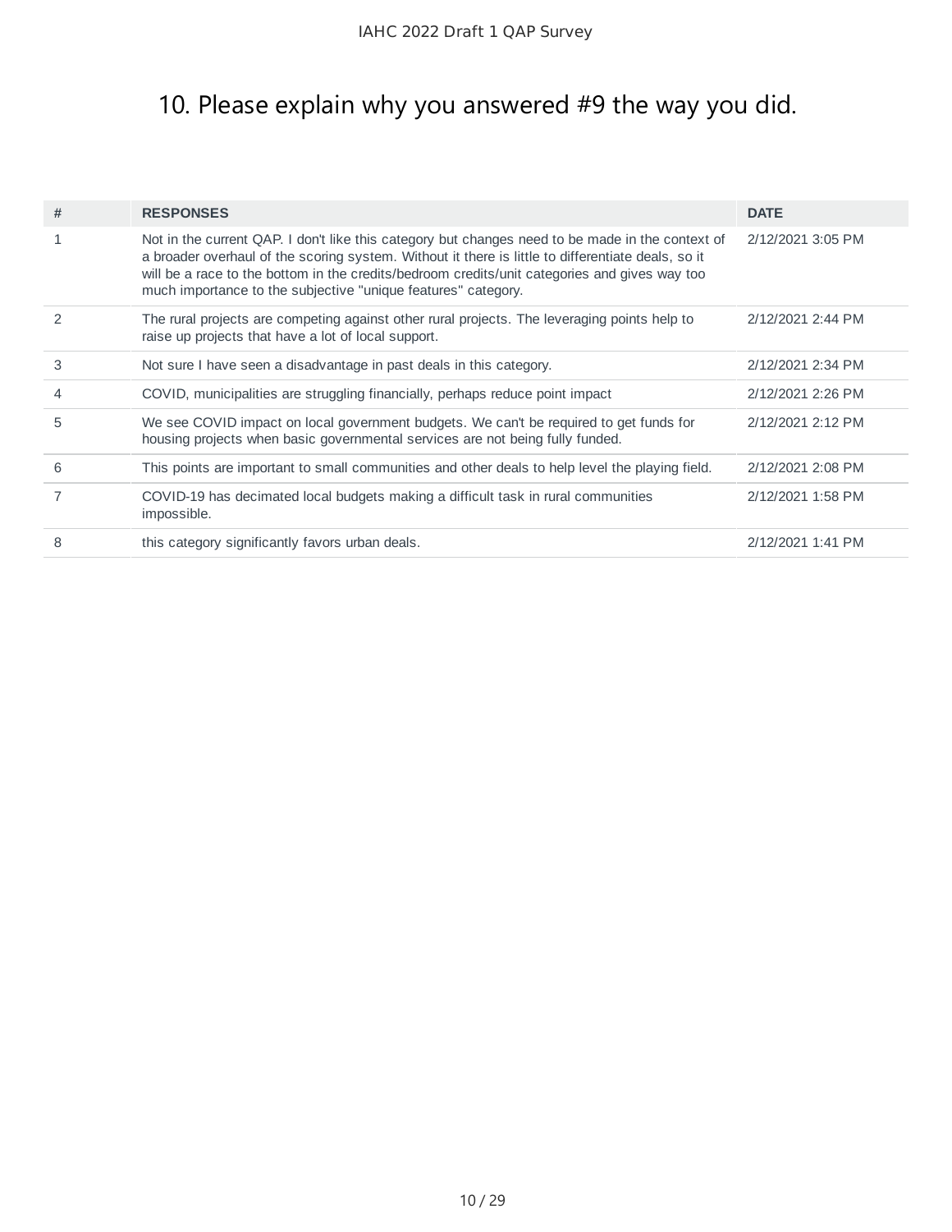# 10. Please explain why you answered #9 the way you did.

| # | RESPONSES | DATE |
|---|---|---|
| 1 | Not in the current QAP. I don't like this category but changes need to be made in the context of a broader overhaul of the scoring system. Without it there is little to differentiate deals, so it will be a race to the bottom in the credits/bedroom credits/unit categories and gives way too much importance to the subjective "unique features" category. | 2/12/2021 3:05 PM |
| 2 | The rural projects are competing against other rural projects. The leveraging points help to raise up projects that have a lot of local support. | 2/12/2021 2:44 PM |
| 3 | Not sure I have seen a disadvantage in past deals in this category. | 2/12/2021 2:34 PM |
| 4 | COVID, municipalities are struggling financially, perhaps reduce point impact | 2/12/2021 2:26 PM |
| 5 | We see COVID impact on local government budgets. We can't be required to get funds for housing projects when basic governmental services are not being fully funded. | 2/12/2021 2:12 PM |
| 6 | This points are important to small communities and other deals to help level the playing field. | 2/12/2021 2:08 PM |
| 7 | COVID-19 has decimated local budgets making a difficult task in rural communities impossible. | 2/12/2021 1:58 PM |
| 8 | this category significantly favors urban deals. | 2/12/2021 1:41 PM |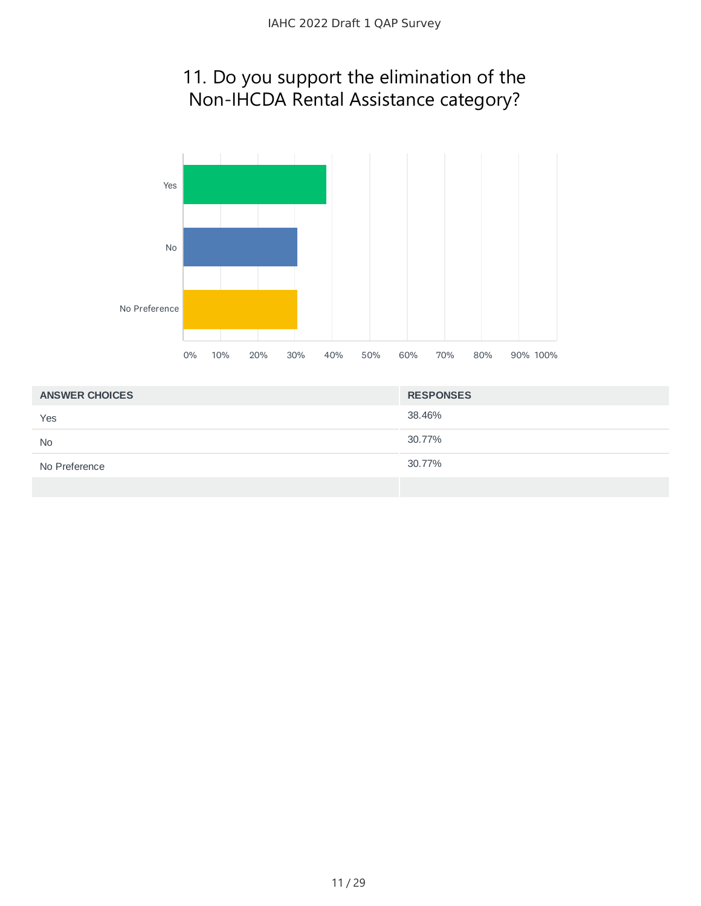## 11. Do you support the elimination of the Non-IHCDA Rental Assistance category?

| ANSWER CHOICES | RESPONSES |
|---|---|
| Yes | 38.46% |
| No | 30.77% |
| No Preference | 30.77% |
| | |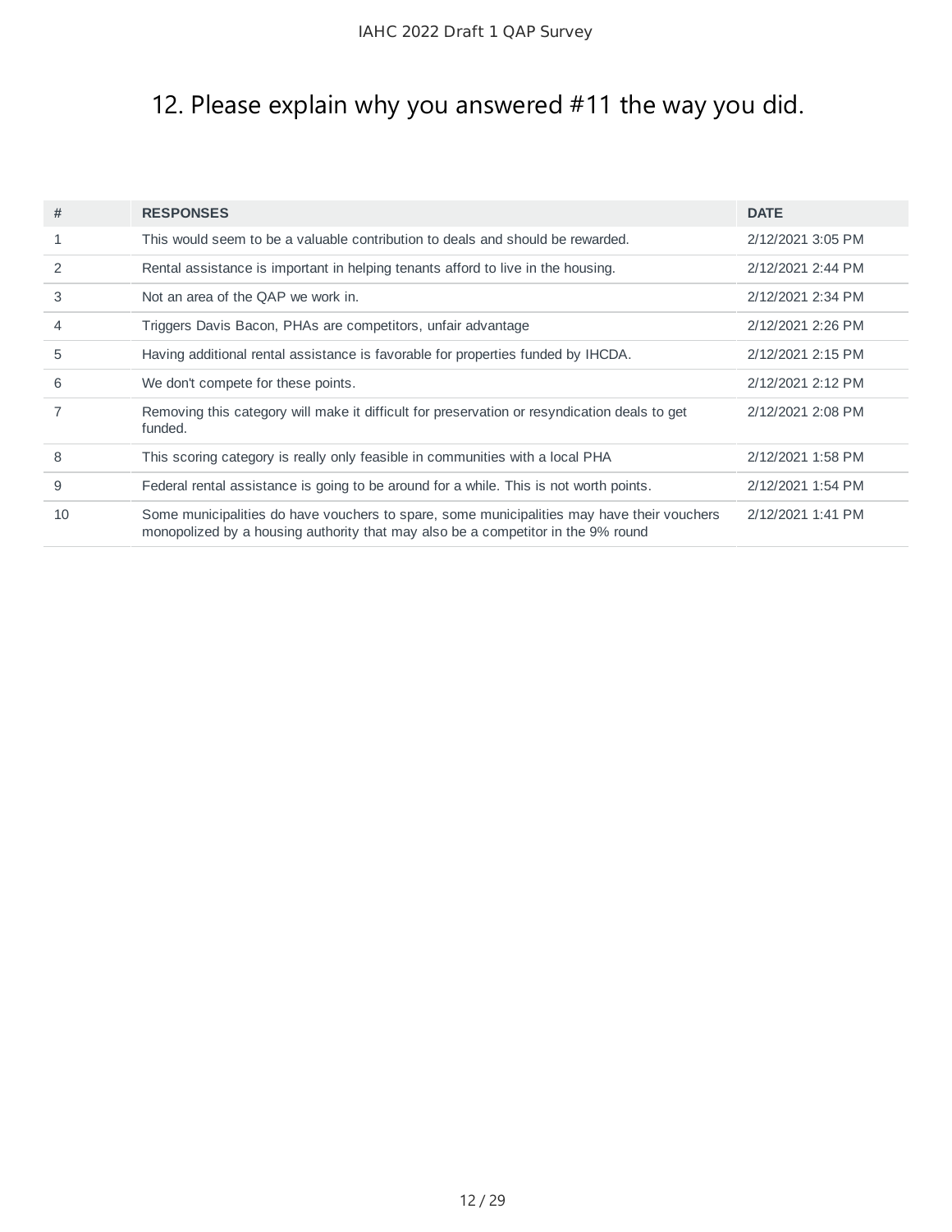## 12. Please explain why you answered #11 the way you did.

| # | RESPONSES | DATE |
|---|---|---|
| 1 | This would seem to be a valuable contribution to deals and should be rewarded. | 2/12/2021 3:05 PM |
| 2 | Rental assistance is important in helping tenants afford to live in the housing. | 2/12/2021 2:44 PM |
| 3 | Not an area of the QAP we work in. | 2/12/2021 2:34 PM |
| 4 | Triggers Davis Bacon, PHAs are competitors, unfair advantage | 2/12/2021 2:26 PM |
| 5 | Having additional rental assistance is favorable for properties funded by IHCDA. | 2/12/2021 2:15 PM |
| 6 | We don't compete for these points. | 2/12/2021 2:12 PM |
| 7 | Removing this category will make it difficult for preservation or resyndication deals to get funded. | 2/12/2021 2:08 PM |
| 8 | This scoring category is really only feasible in communities with a local PHA | 2/12/2021 1:58 PM |
| 9 | Federal rental assistance is going to be around for a while. This is not worth points. | 2/12/2021 1:54 PM |
| 10 | Some municipalities do have vouchers to spare, some municipalities may have their vouchers monopolized by a housing authority that may also be a competitor in the 9% round | 2/12/2021 1:41 PM |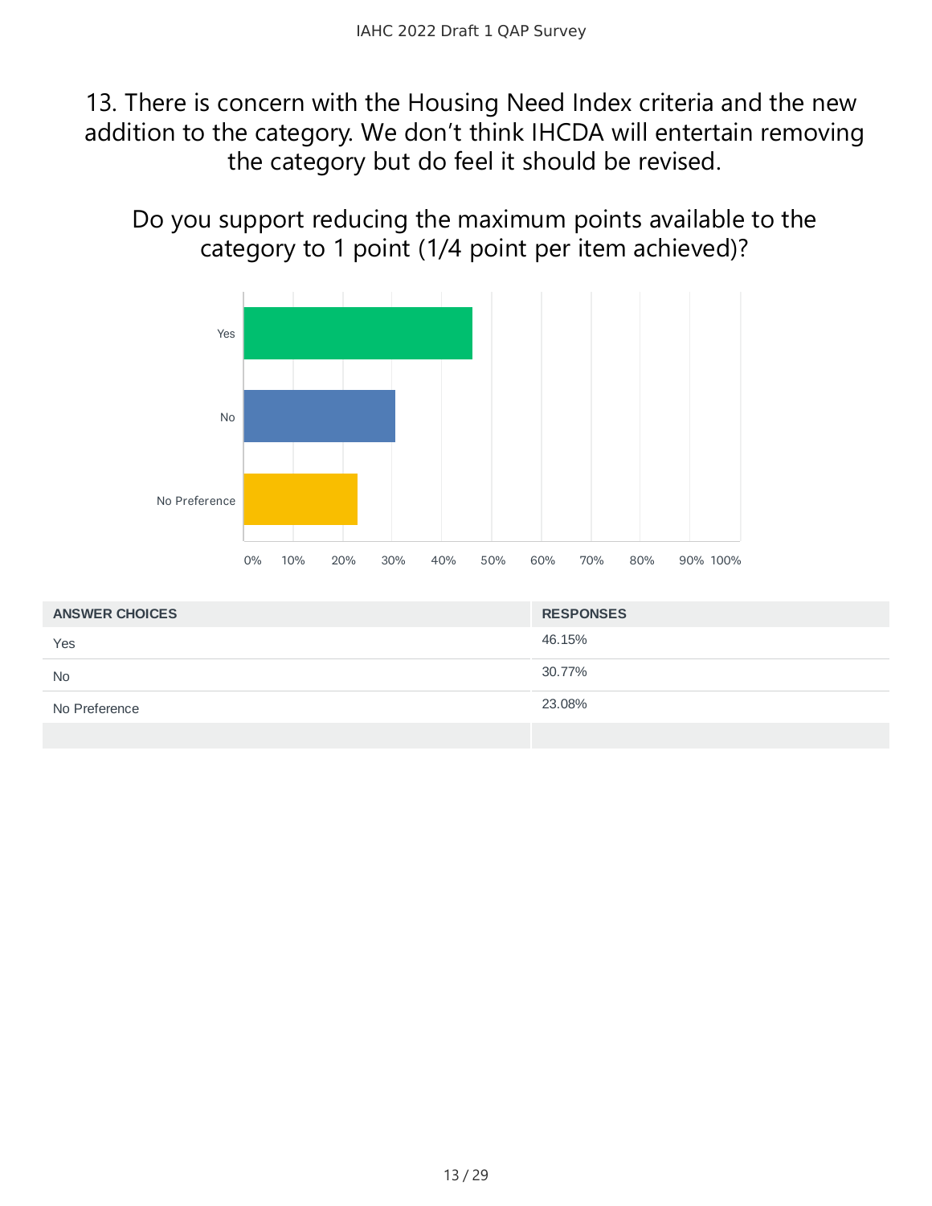## 13. There is concern with the Housing Need Index criteria and the new addition to the category. We don't think IHCDA will entertain removing the category but do feel it should be revised.

## Do you support reducing the maximum points available to the category to 1 point (1/4 point per item achieved)?

| ANSWER CHOICES | RESPONSES |
| --- | --- |
| Yes | 46.15% |
| No | 30.77% |
| No Preference | 23.08% |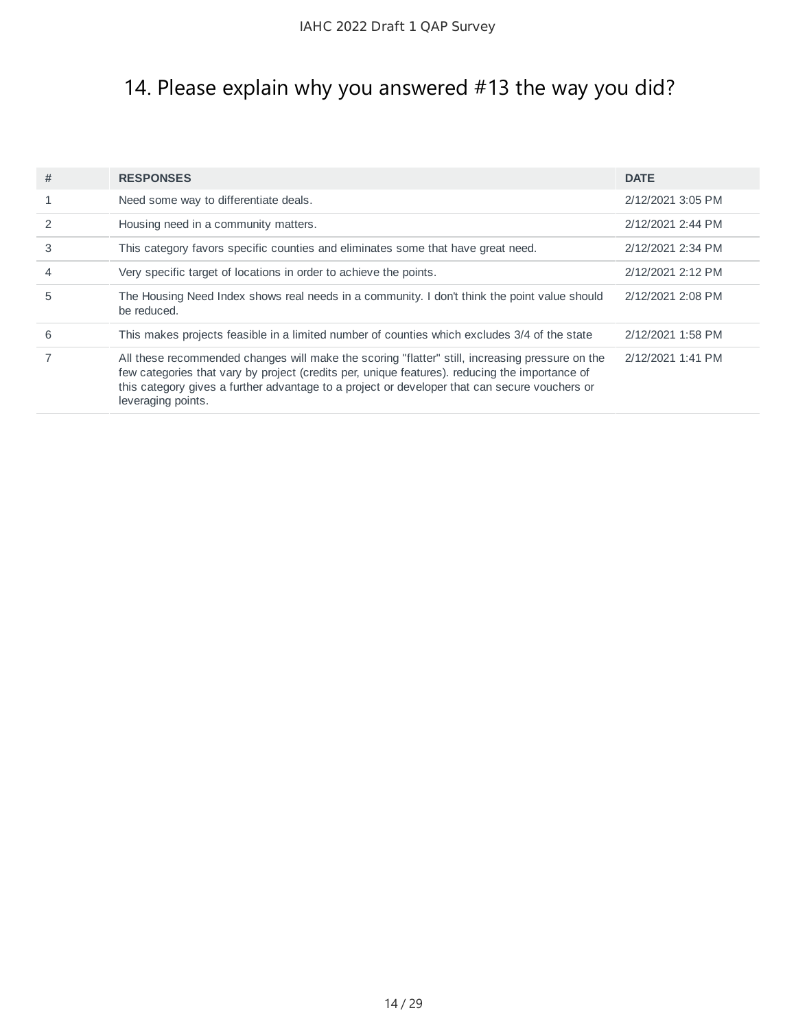# 14. Please explain why you answered #13 the way you did?

| # | RESPONSES | DATE |
|---|---|---|
| 1 | Need some way to differentiate deals. | 2/12/2021 3:05 PM |
| 2 | Housing need in a community matters. | 2/12/2021 2:44 PM |
| 3 | This category favors specific counties and eliminates some that have great need. | 2/12/2021 2:34 PM |
| 4 | Very specific target of locations in order to achieve the points. | 2/12/2021 2:12 PM |
| 5 | The Housing Need Index shows real needs in a community. I don't think the point value should be reduced. | 2/12/2021 2:08 PM |
| 6 | This makes projects feasible in a limited number of counties which excludes 3/4 of the state | 2/12/2021 1:58 PM |
| 7 | All these recommended changes will make the scoring "flatter" still, increasing pressure on the few categories that vary by project (credits per, unique features). reducing the importance of this category gives a further advantage to a project or developer that can secure vouchers or leveraging points. | 2/12/2021 1:41 PM |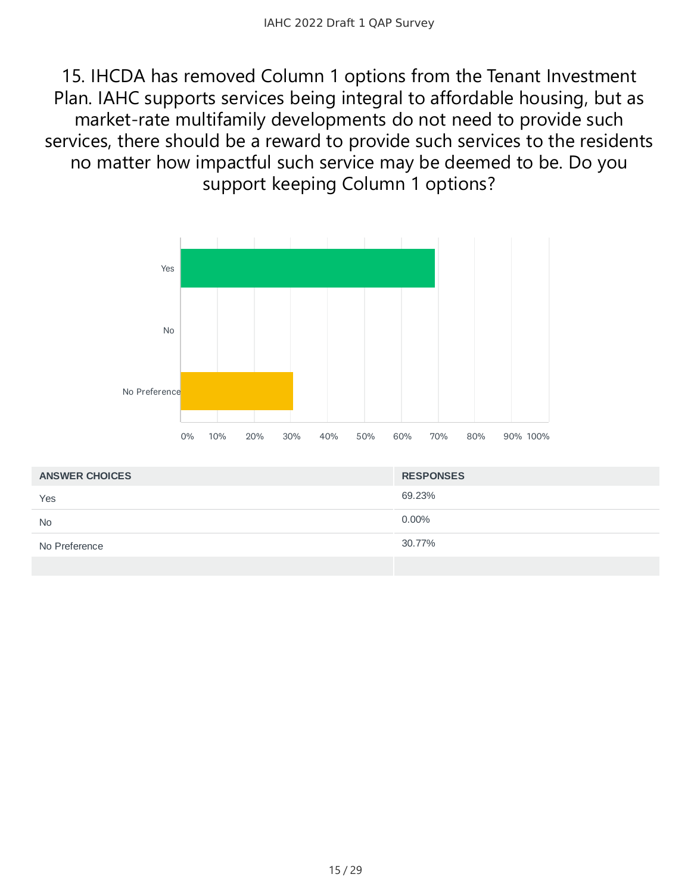## 15. IHCDA has removed Column 1 options from the Tenant Investment Plan. IAHC supports services being integral to affordable housing, but as market-rate multifamily developments do not need to provide such services, there should be a reward to provide such services to the residents no matter how impactful such service may be deemed to be. Do you support keeping Column 1 options?

| ANSWER CHOICES | RESPONSES |
| --- | --- |
| Yes | 69.23% |
| No | 0.00% |
| No Preference | 30.77% |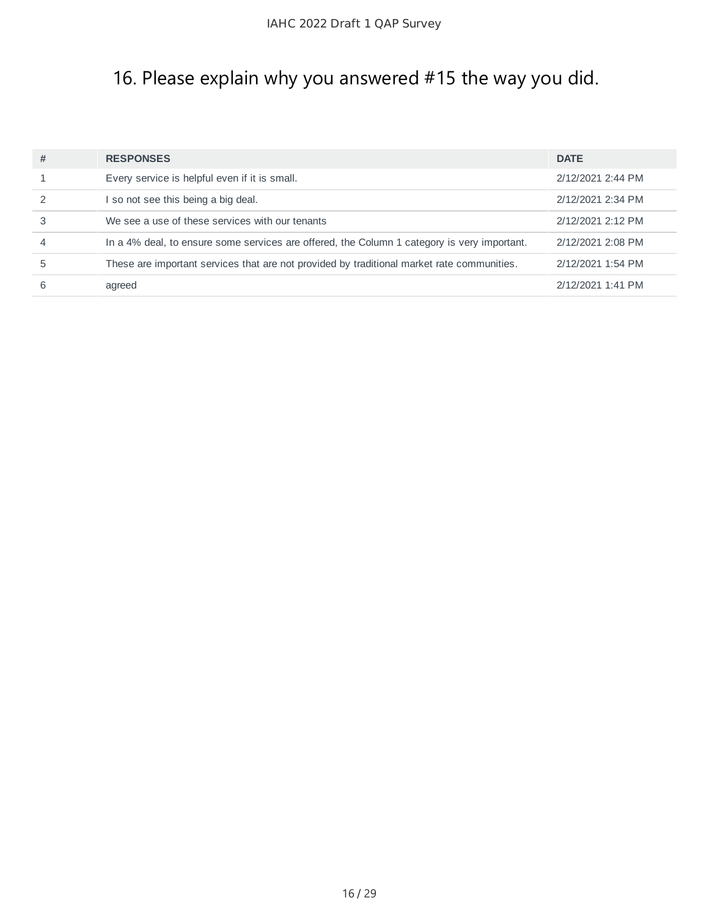# 16. Please explain why you answered #15 the way you did.

| # | RESPONSES | DATE |
| --- | --- | --- |
| 1 | Every service is helpful even if it is small. | 2/12/2021 2:44 PM |
| 2 | I so not see this being a big deal. | 2/12/2021 2:34 PM |
| 3 | We see a use of these services with our tenants | 2/12/2021 2:12 PM |
| 4 | In a 4% deal, to ensure some services are offered, the Column 1 category is very important. | 2/12/2021 2:08 PM |
| 5 | These are important services that are not provided by traditional market rate communities. | 2/12/2021 1:54 PM |
| 6 | agreed | 2/12/2021 1:41 PM |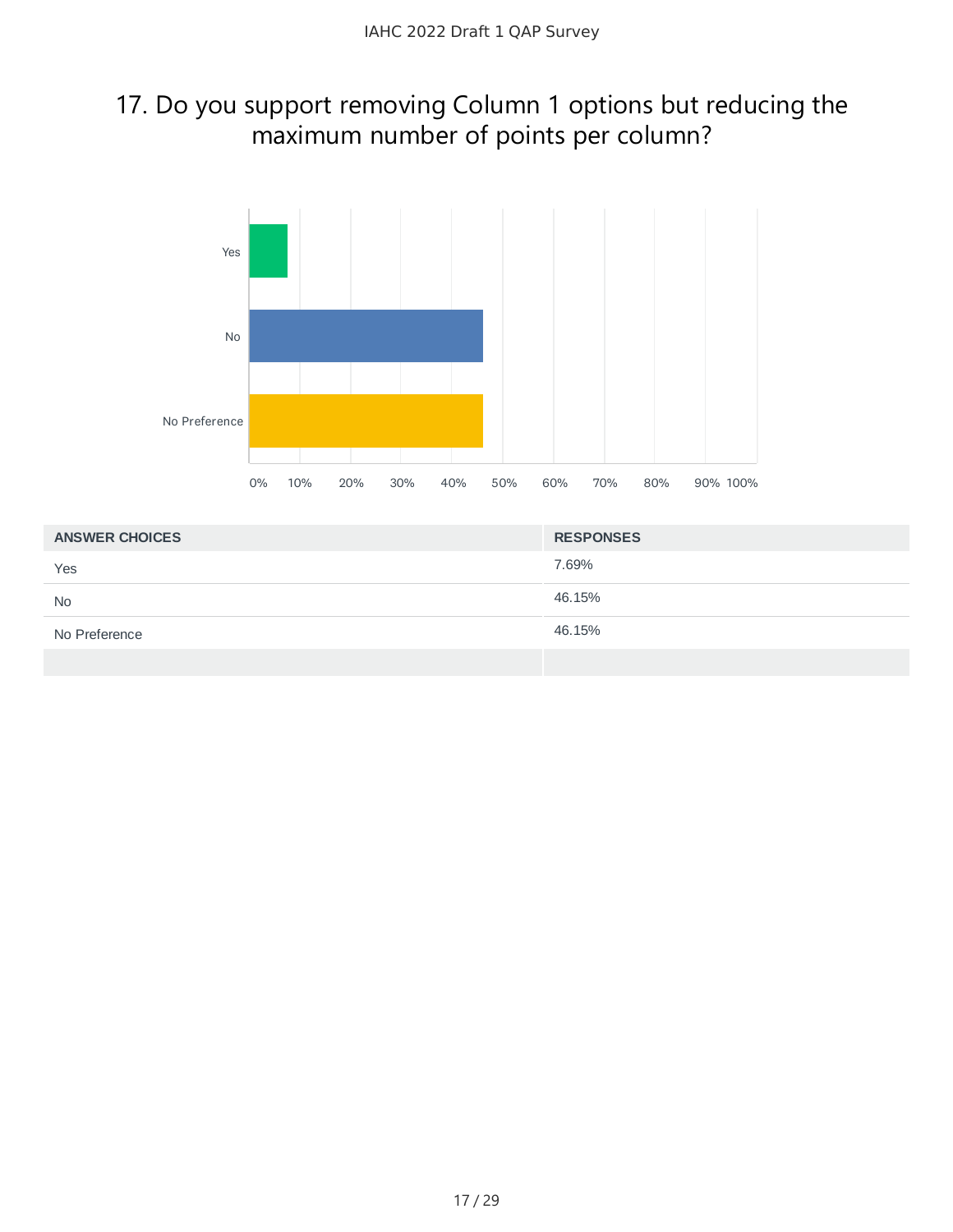# 17. Do you support removing Column 1 options but reducing the maximum number of points per column?

| ANSWER CHOICES | RESPONSES |
|---|---|
| Yes | 7.69% |
| No | 46.15% |
| No Preference | 46.15% |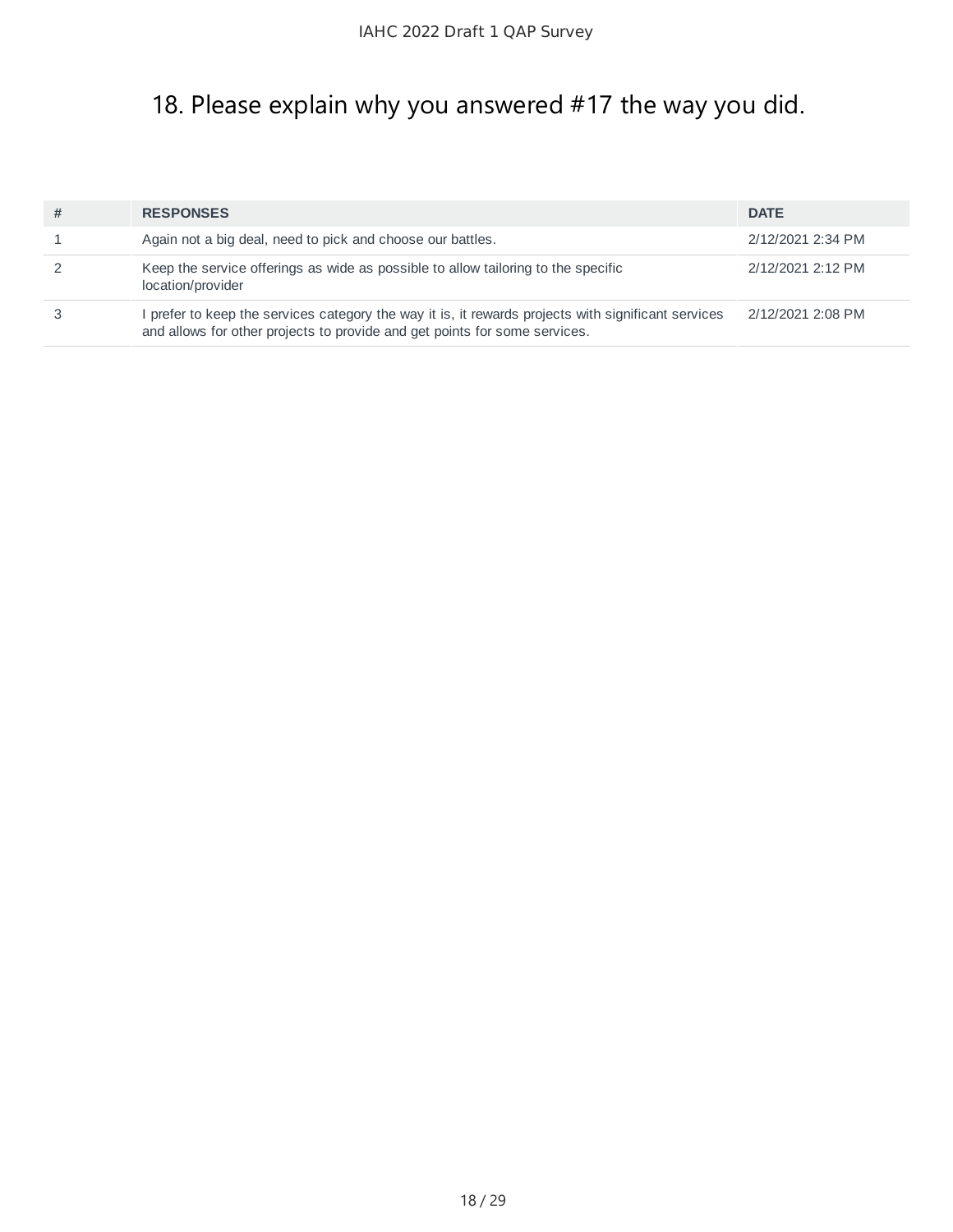## 18. Please explain why you answered #17 the way you did.

| # | RESPONSES | DATE |
|---|---|---|
| 1 | Again not a big deal, need to pick and choose our battles. | 2/12/2021 2:34 PM |
| 2 | Keep the service offerings as wide as possible to allow tailoring to the specific location/provider | 2/12/2021 2:12 PM |
| 3 | I prefer to keep the services category the way it is, it rewards projects with significant services and allows for other projects to provide and get points for some services. | 2/12/2021 2:08 PM |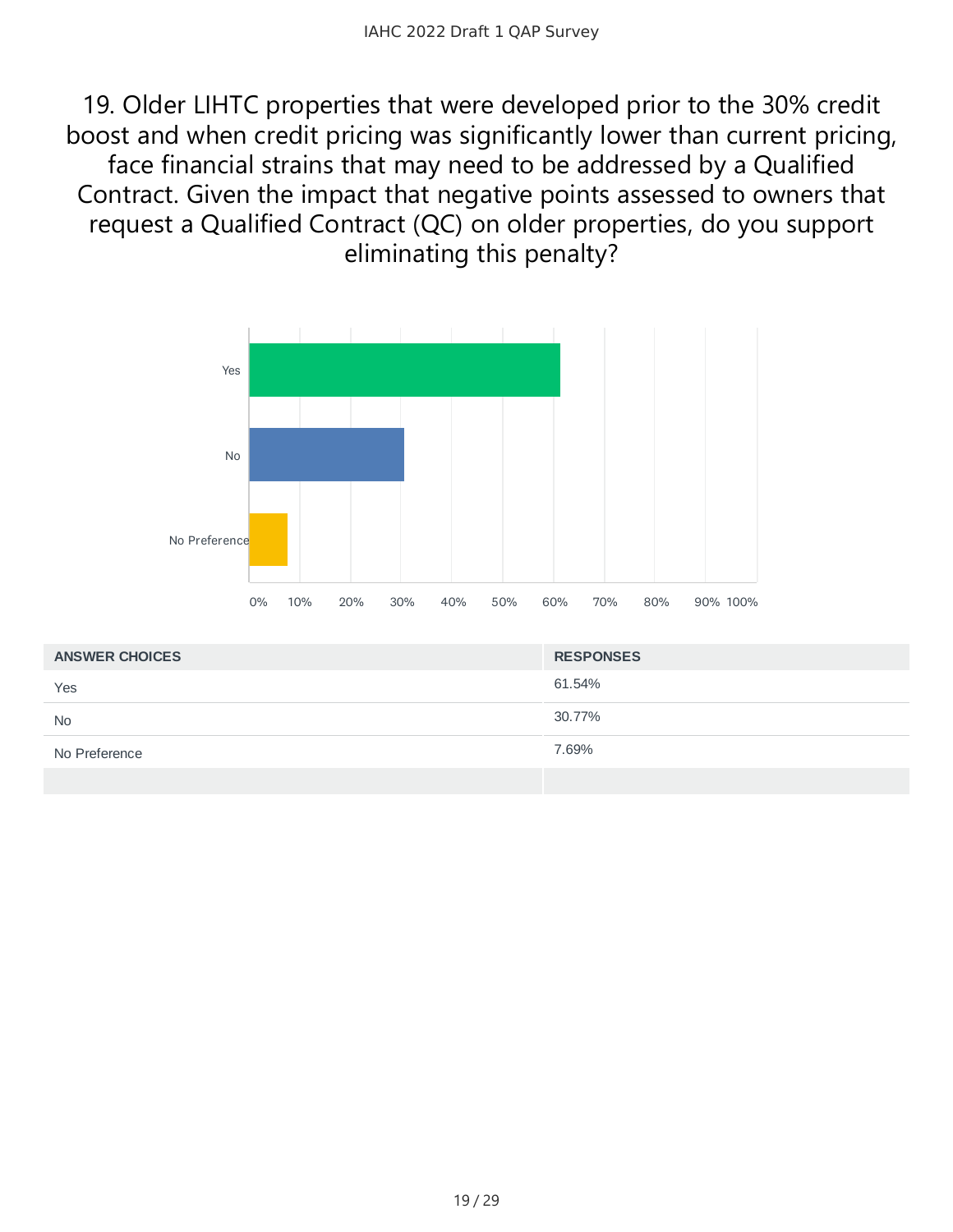## 19. Older LIHTC properties that were developed prior to the 30% credit boost and when credit pricing was significantly lower than current pricing, face financial strains that may need to be addressed by a Qualified Contract. Given the impact that negative points assessed to owners that request a Qualified Contract (QC) on older properties, do you support eliminating this penalty?

| ANSWER CHOICES | RESPONSES |
|---|---|
| Yes | 61.54% |
| No | 30.77% |
| No Preference | 7.69% |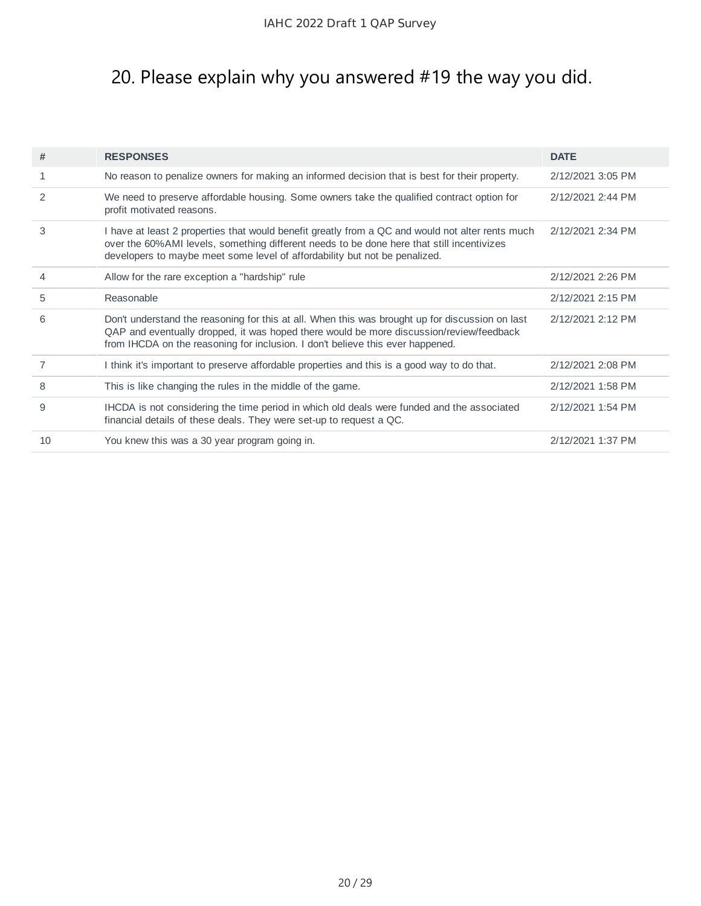# 20. Please explain why you answered #19 the way you did.

| # | RESPONSES | DATE |
|---|---|---|
| 1 | No reason to penalize owners for making an informed decision that is best for their property. | 2/12/2021 3:05 PM |
| 2 | We need to preserve affordable housing. Some owners take the qualified contract option for profit motivated reasons. | 2/12/2021 2:44 PM |
| 3 | I have at least 2 properties that would benefit greatly from a QC and would not alter rents much over the 60%AMI levels, something different needs to be done here that still incentivizes developers to maybe meet some level of affordability but not be penalized. | 2/12/2021 2:34 PM |
| 4 | Allow for the rare exception a "hardship" rule | 2/12/2021 2:26 PM |
| 5 | Reasonable | 2/12/2021 2:15 PM |
| 6 | Don't understand the reasoning for this at all. When this was brought up for discussion on last QAP and eventually dropped, it was hoped there would be more discussion/review/feedback from IHCDA on the reasoning for inclusion. I don't believe this ever happened. | 2/12/2021 2:12 PM |
| 7 | I think it's important to preserve affordable properties and this is a good way to do that. | 2/12/2021 2:08 PM |
| 8 | This is like changing the rules in the middle of the game. | 2/12/2021 1:58 PM |
| 9 | IHCDA is not considering the time period in which old deals were funded and the associated financial details of these deals. They were set-up to request a QC. | 2/12/2021 1:54 PM |
| 10 | You knew this was a 30 year program going in. | 2/12/2021 1:37 PM |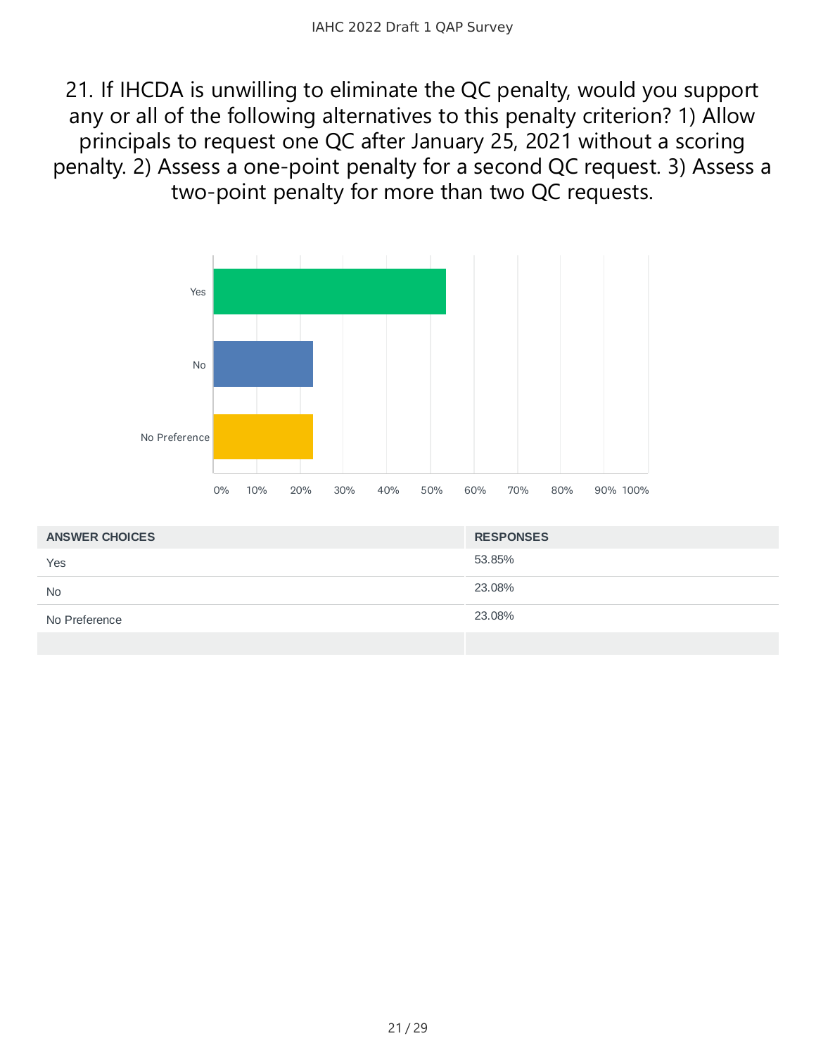## 21. If IHCDA is unwilling to eliminate the QC penalty, would you support any or all of the following alternatives to this penalty criterion? 1) Allow principals to request one QC after January 25, 2021 without a scoring penalty. 2) Assess a one-point penalty for a second QC request. 3) Assess a two-point penalty for more than two QC requests.

| ANSWER CHOICES | RESPONSES |
|---|---|
| Yes | 53.85% |
| No | 23.08% |
| No Preference | 23.08% |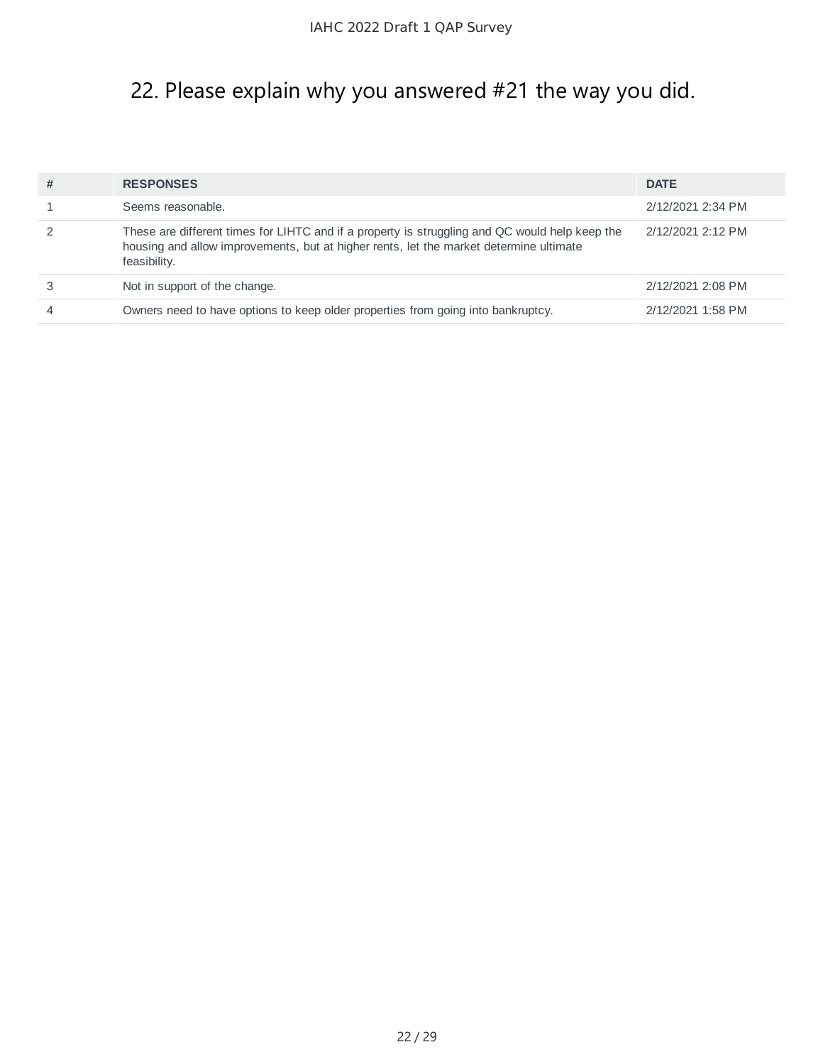## 22. Please explain why you answered #21 the way you did.

| # | RESPONSES | DATE |
|---|---|---|
| 1 | Seems reasonable. | 2/12/2021 2:34 PM |
| 2 | These are different times for LIHTC and if a property is struggling and QC would help keep the housing and allow improvements, but at higher rents, let the market determine ultimate feasibility. | 2/12/2021 2:12 PM |
| 3 | Not in support of the change. | 2/12/2021 2:08 PM |
| 4 | Owners need to have options to keep older properties from going into bankruptcy. | 2/12/2021 1:58 PM |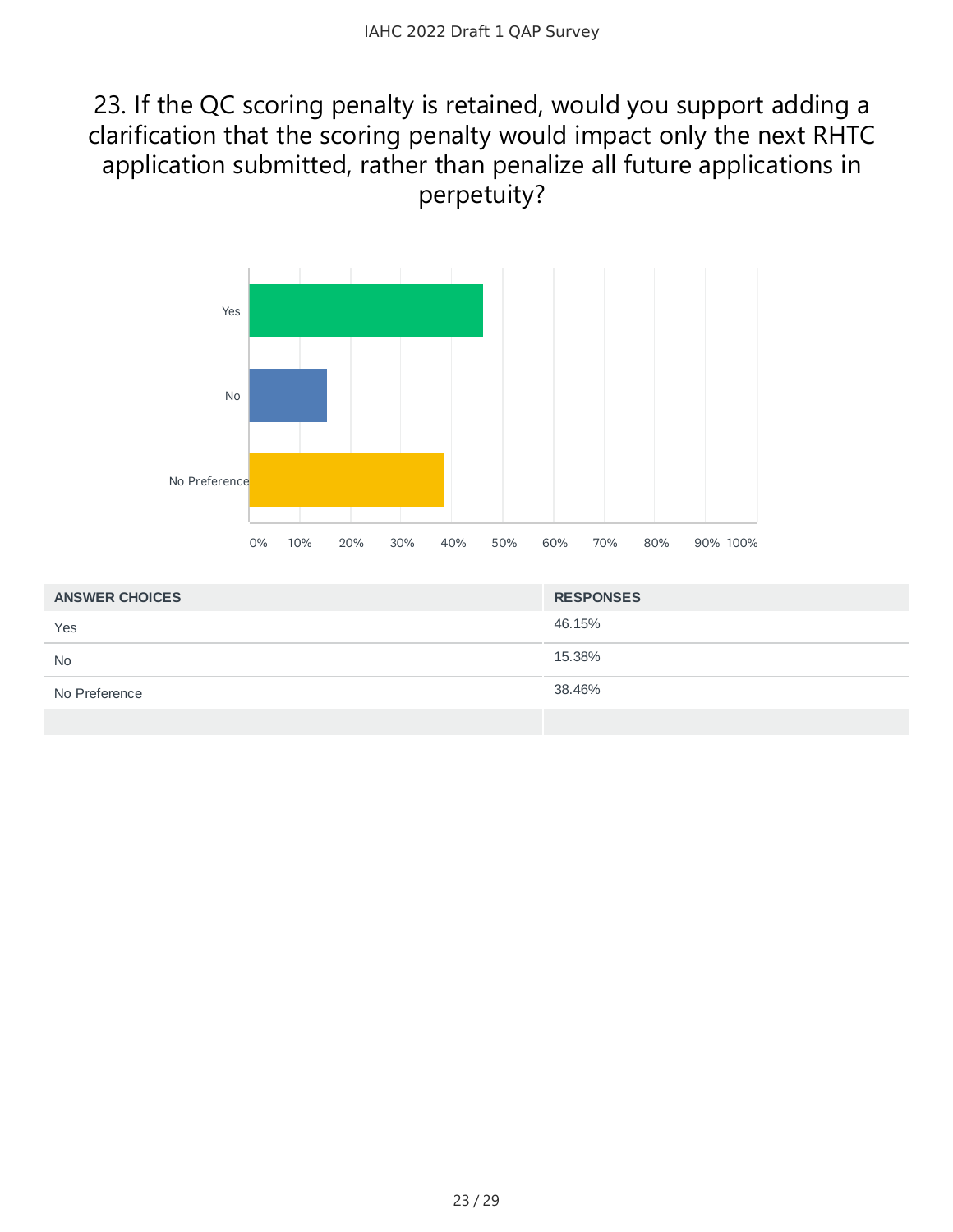## 23. If the QC scoring penalty is retained, would you support adding a clarification that the scoring penalty would impact only the next RHTC application submitted, rather than penalize all future applications in perpetuity?

| ANSWER CHOICES | RESPONSES |
|---|---|
| Yes | 46.15% |
| No | 15.38% |
| No Preference | 38.46% |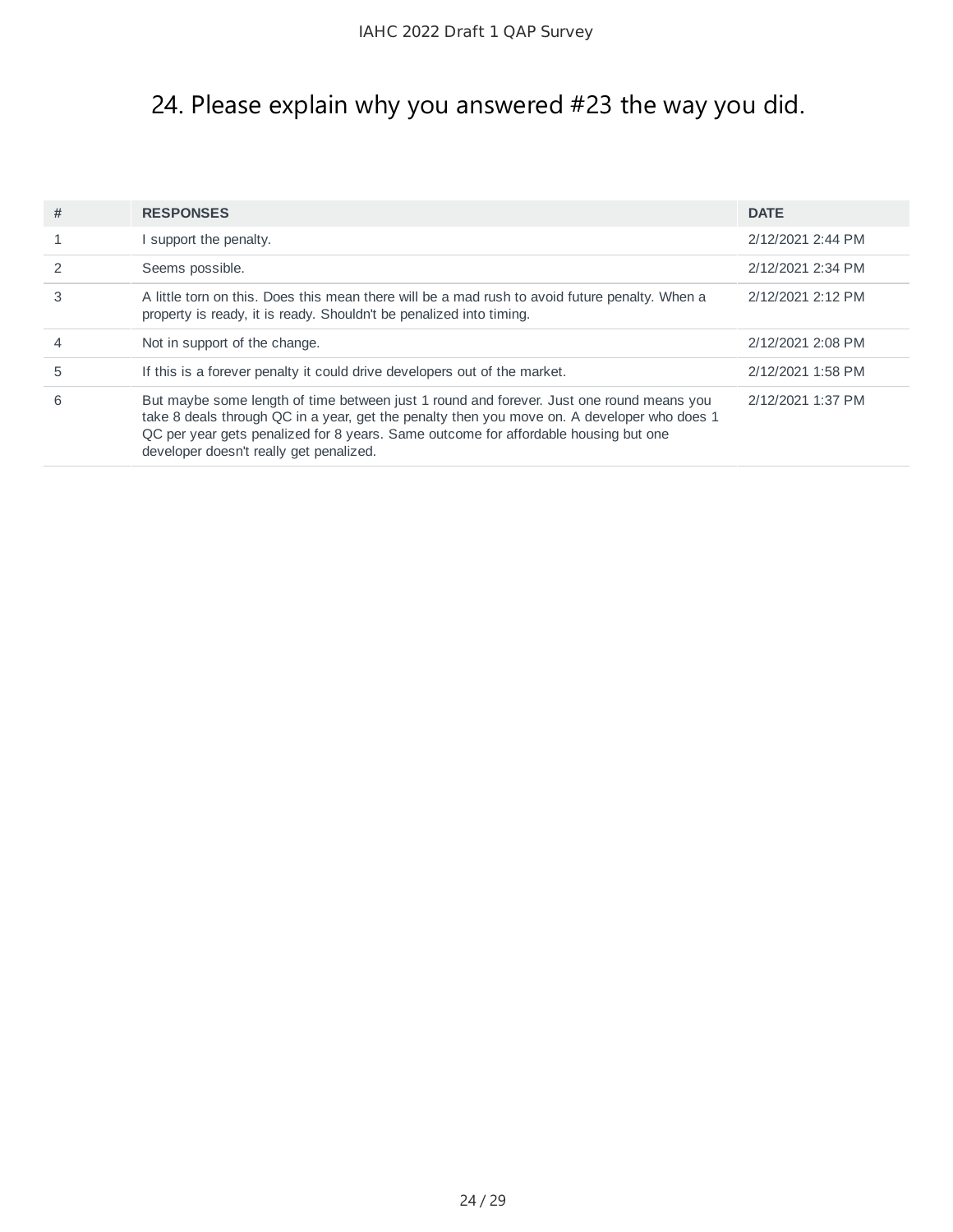## 24. Please explain why you answered #23 the way you did.

| # | RESPONSES | DATE |
|---|---|---|
| 1 | I support the penalty. | 2/12/2021 2:44 PM |
| 2 | Seems possible. | 2/12/2021 2:34 PM |
| 3 | A little torn on this. Does this mean there will be a mad rush to avoid future penalty. When a property is ready, it is ready. Shouldn't be penalized into timing. | 2/12/2021 2:12 PM |
| 4 | Not in support of the change. | 2/12/2021 2:08 PM |
| 5 | If this is a forever penalty it could drive developers out of the market. | 2/12/2021 1:58 PM |
| 6 | But maybe some length of time between just 1 round and forever. Just one round means you take 8 deals through QC in a year, get the penalty then you move on. A developer who does 1 QC per year gets penalized for 8 years. Same outcome for affordable housing but one developer doesn't really get penalized. | 2/12/2021 1:37 PM |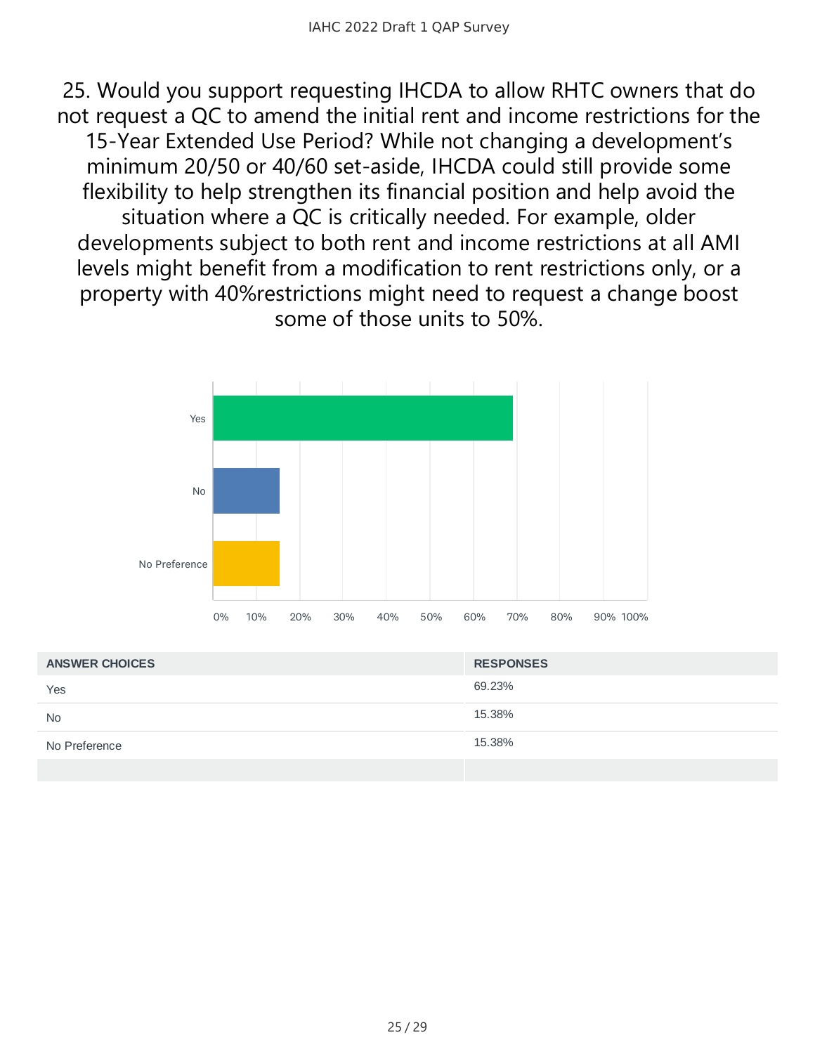## 25. Would you support requesting IHCDA to allow RHTC owners that do not request a QC to amend the initial rent and income restrictions for the 15-Year Extended Use Period? While not changing a development's minimum 20/50 or 40/60 set-aside, IHCDA could still provide some flexibility to help strengthen its financial position and help avoid the situation where a QC is critically needed. For example, older developments subject to both rent and income restrictions at all AMI levels might benefit from a modification to rent restrictions only, or a property with 40%restrictions might need to request a change boost some of those units to 50%.

| ANSWER CHOICES | RESPONSES |
| --- | --- |
| Yes | 69.23% |
| No | 15.38% |
| No Preference | 15.38% |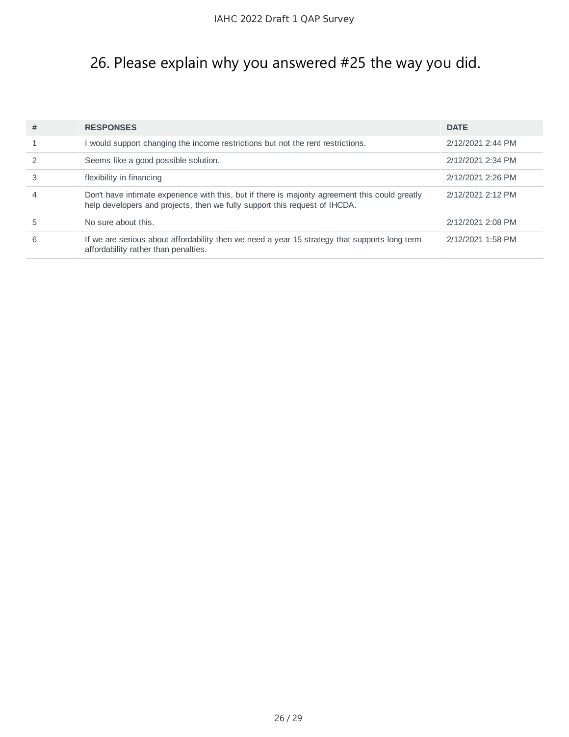# 26. Please explain why you answered #25 the way you did.

| # | RESPONSES | DATE |
|---|---|---|
| 1 | I would support changing the income restrictions but not the rent restrictions. | 2/12/2021 2:44 PM |
| 2 | Seems like a good possible solution. | 2/12/2021 2:34 PM |
| 3 | flexibility in financing | 2/12/2021 2:26 PM |
| 4 | Don't have intimate experience with this, but if there is majority agreement this could greatly help developers and projects, then we fully support this request of IHCDA. | 2/12/2021 2:12 PM |
| 5 | No sure about this. | 2/12/2021 2:08 PM |
| 6 | If we are serious about affordability then we need a year 15 strategy that supports long term affordability rather than penalties. | 2/12/2021 1:58 PM |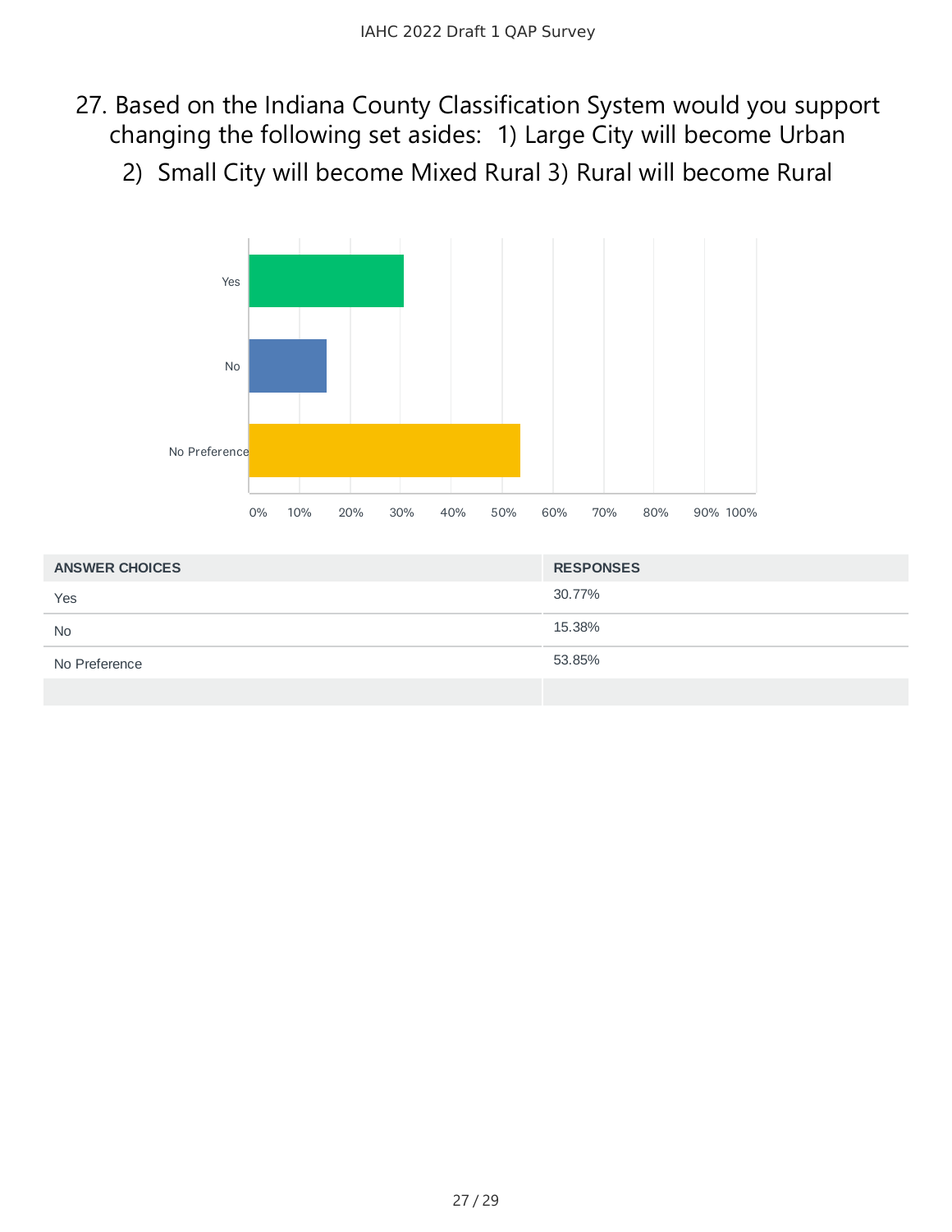## 27. Based on the Indiana County Classification System would you support changing the following set asides: 1) Large City will become Urban 2) Small City will become Mixed Rural 3) Rural will become Rural

| ANSWER CHOICES | RESPONSES |
| --- | --- |
| Yes | 30.77% |
| No | 15.38% |
| No Preference | 53.85% |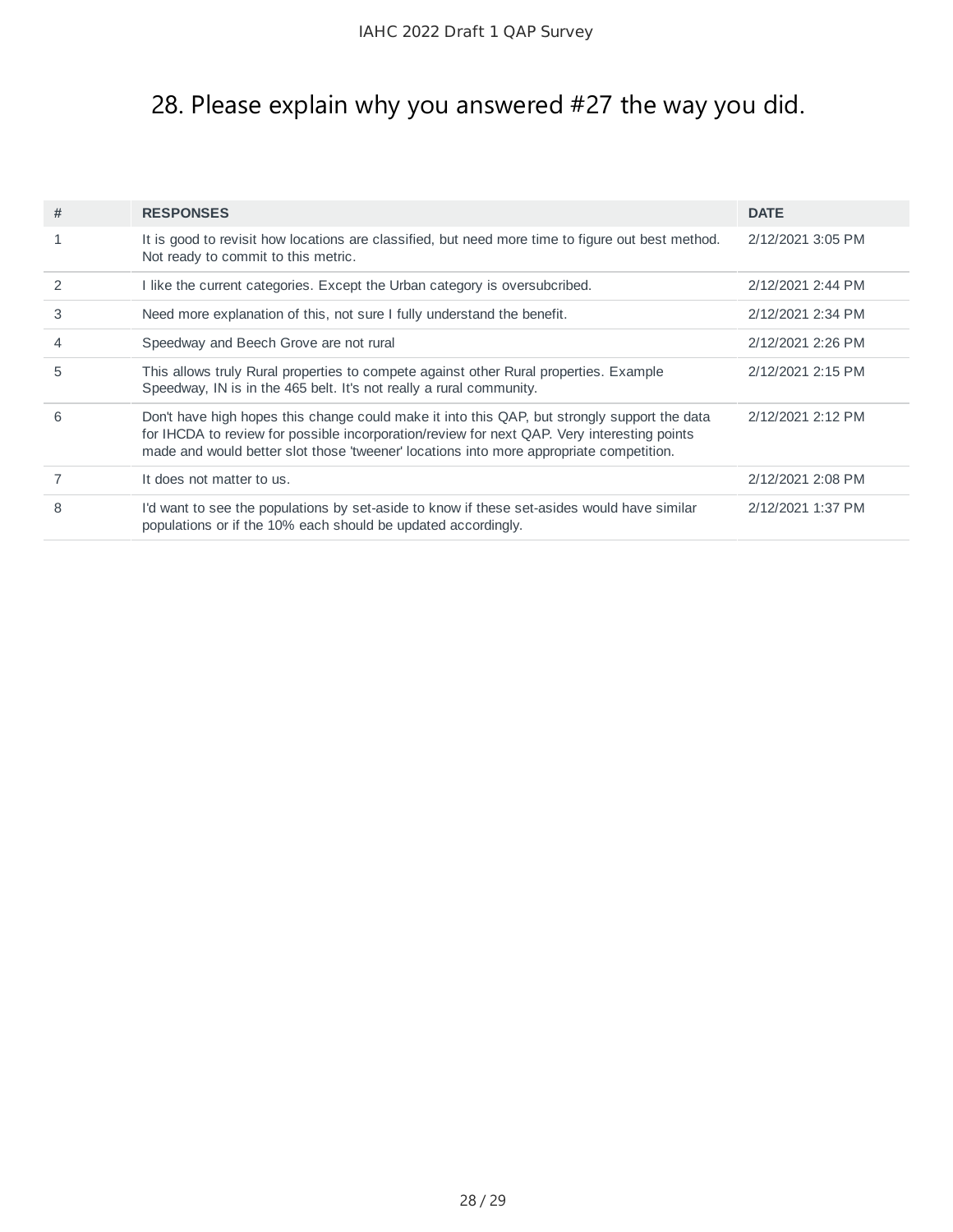# 28. Please explain why you answered #27 the way you did.

| # | RESPONSES | DATE |
|---|---|---|
| 1 | It is good to revisit how locations are classified, but need more time to figure out best method. Not ready to commit to this metric. | 2/12/2021 3:05 PM |
| 2 | I like the current categories. Except the Urban category is oversubcribed. | 2/12/2021 2:44 PM |
| 3 | Need more explanation of this, not sure I fully understand the benefit. | 2/12/2021 2:34 PM |
| 4 | Speedway and Beech Grove are not rural | 2/12/2021 2:26 PM |
| 5 | This allows truly Rural properties to compete against other Rural properties. Example Speedway, IN is in the 465 belt. It's not really a rural community. | 2/12/2021 2:15 PM |
| 6 | Don't have high hopes this change could make it into this QAP, but strongly support the data for IHCDA to review for possible incorporation/review for next QAP. Very interesting points made and would better slot those 'tweener' locations into more appropriate competition. | 2/12/2021 2:12 PM |
| 7 | It does not matter to us. | 2/12/2021 2:08 PM |
| 8 | I'd want to see the populations by set-aside to know if these set-asides would have similar populations or if the 10% each should be updated accordingly. | 2/12/2021 1:37 PM |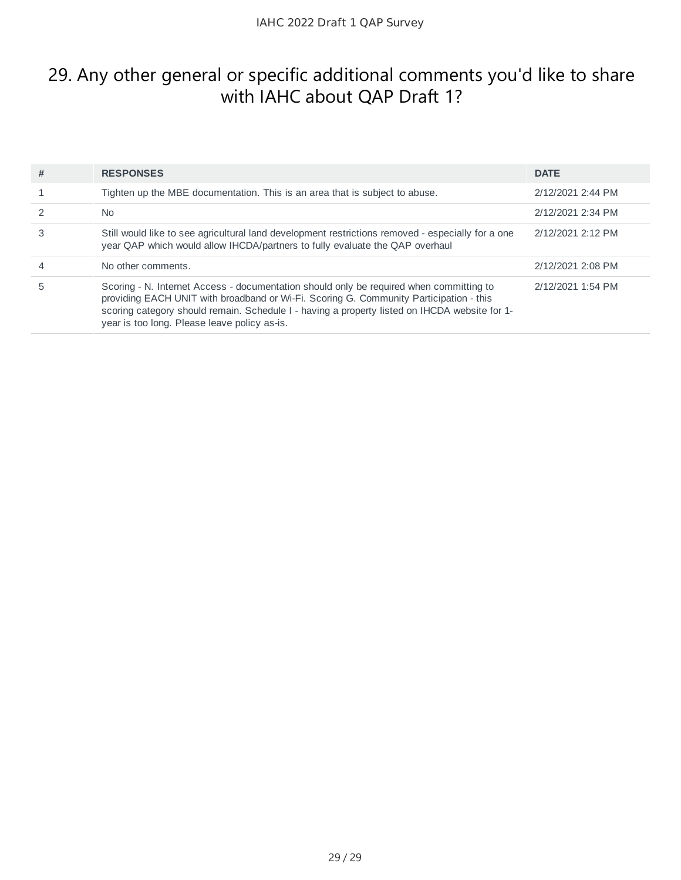## 29. Any other general or specific additional comments you'd like to share with IAHC about QAP Draft 1?

| # | RESPONSES | DATE |
|---|---|---|
| 1 | Tighten up the MBE documentation. This is an area that is subject to abuse. | 2/12/2021 2:44 PM |
| 2 | No | 2/12/2021 2:34 PM |
| 3 | Still would like to see agricultural land development restrictions removed - especially for a one year QAP which would allow IHCDA/partners to fully evaluate the QAP overhaul | 2/12/2021 2:12 PM |
| 4 | No other comments. | 2/12/2021 2:08 PM |
| 5 | Scoring - N. Internet Access - documentation should only be required when committing to providing EACH UNIT with broadband or Wi-Fi. Scoring G. Community Participation - this scoring category should remain. Schedule I - having a property listed on IHCDA website for 1-year is too long. Please leave policy as-is. | 2/12/2021 1:54 PM |